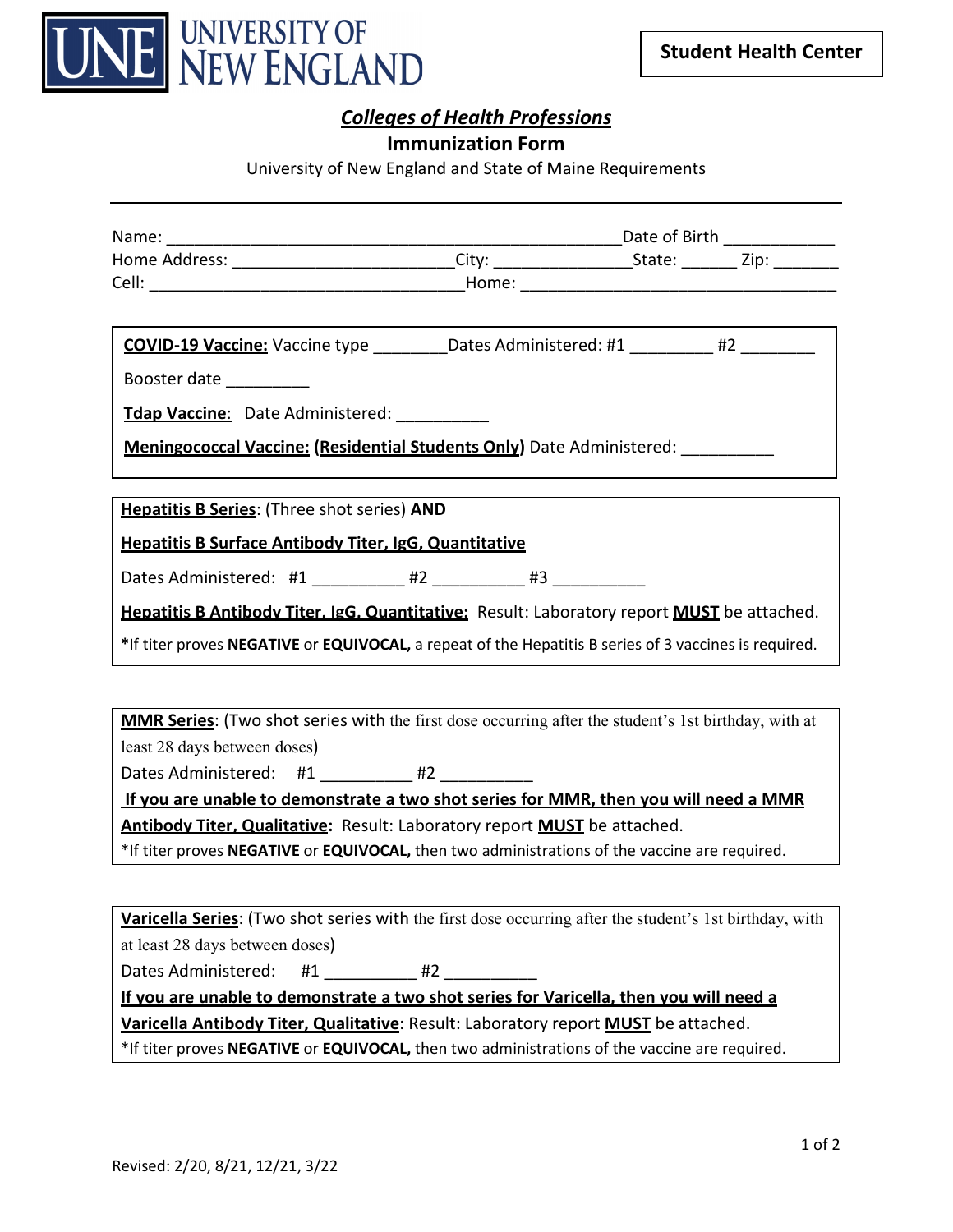# UNIVERSITY OF NEW ENGLAND

**Student Health Center**

## ***Colleges of Health Professions***

## Immunization Form

University of New England and State of Maine Requirements

---

Name: ______________________________________________ Date of Birth ____________
Home Address: ________________________ City: _______________ State: ______ Zip: _______
Cell: __________________________________ Home: __________________________________

**COVID-19 Vaccine:** Vaccine type ________ Dates Administered: #1 _________ #2 ________

Booster date _________

**Tdap Vaccine**: Date Administered: __________

**Meningococcal Vaccine: (Residential Students Only)** Date Administered: __________

**Hepatitis B Series**: (Three shot series) **AND**

**Hepatitis B Surface Antibody Titer, IgG, Quantitative**

Dates Administered: #1 __________ #2 __________ #3 __________

**Hepatitis B Antibody Titer, IgG, Quantitative:** Result: Laboratory report **MUST** be attached.

***If titer proves NEGATIVE** or **EQUIVOCAL,** a repeat of the Hepatitis B series of 3 vaccines is required.

**MMR Series**: (Two shot series with the first dose occurring after the student's 1st birthday, with at least 28 days between doses)

Dates Administered: #1 __________ #2 __________

**If you are unable to demonstrate a two shot series for MMR, then you will need a MMR Antibody Titer, Qualitative:** Result: Laboratory report **MUST** be attached.

*If titer proves **NEGATIVE** or **EQUIVOCAL,** then two administrations of the vaccine are required.

**Varicella Series**: (Two shot series with the first dose occurring after the student's 1st birthday, with at least 28 days between doses)

Dates Administered: #1 __________ #2 __________

**If you are unable to demonstrate a two shot series for Varicella, then you will need a Varicella Antibody Titer, Qualitative**: Result: Laboratory report **MUST** be attached.

*If titer proves **NEGATIVE** or **EQUIVOCAL,** then two administrations of the vaccine are required.

Revised: 2/20, 8/21, 12/21, 3/22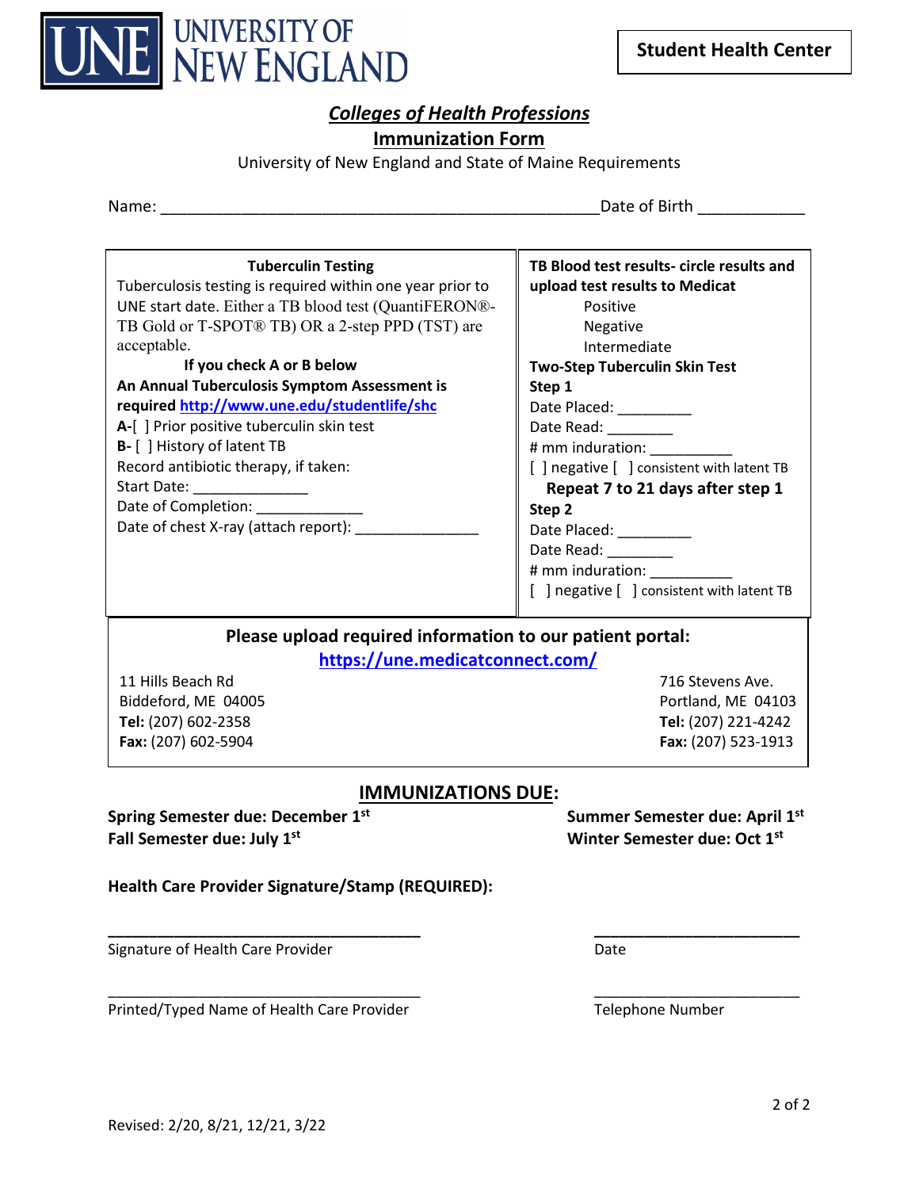UNIVERSITY OF NEW ENGLAND

**Student Health Center**

## ***Colleges of Health Professions***

## **Immunization Form**

University of New England and State of Maine Requirements

Name: ___________________________________________________ Date of Birth ____________

| **Tuberculin Testing** | **TB Blood test results- circle results and upload test results to Medicat** |
|---|---|
| Tuberculosis testing is required within one year prior to UNE start date. Either a TB blood test (QuantiFERON®-TB Gold or T-SPOT® TB) OR a 2-step PPD (TST) are acceptable. | Positive<br>Negative<br>Intermediate |
| **If you check A or B below**<br>**An Annual Tuberculosis Symptom Assessment is required** **http://www.une.edu/studentlife/shc** | **Two-Step Tuberculin Skin Test**<br>**Step 1**<br>Date Placed: _________<br>Date Read: ________<br># mm induration: __________<br>[ ] negative [ ] consistent with latent TB |
| **A-**[ ] Prior positive tuberculin skin test<br>**B-** [ ] History of latent TB<br>Record antibiotic therapy, if taken:<br>Start Date: ______________<br>Date of Completion: _____________<br>Date of chest X-ray (attach report): _______________ | **Repeat 7 to 21 days after step 1**<br>**Step 2**<br>Date Placed: _________<br>Date Read: ________<br># mm induration: __________<br>[ ] negative [ ] consistent with latent TB |

**Please upload required information to our patient portal:**
**https://une.medicatconnect.com/**

11 Hills Beach Rd
Biddeford, ME 04005
**Tel:** (207) 602-2358
**Fax:** (207) 602-5904

716 Stevens Ave.
Portland, ME 04103
**Tel:** (207) 221-4242
**Fax:** (207) 523-1913

## **IMMUNIZATIONS DUE:**

**Spring Semester due: December 1st**
**Fall Semester due: July 1st**
**Summer Semester due: April 1st**
**Winter Semester due: Oct 1st**

**Health Care Provider Signature/Stamp (REQUIRED):**

_____________________________________ _________________________
Signature of Health Care Provider Date

_____________________________________ _________________________
Printed/Typed Name of Health Care Provider Telephone Number

Revised: 2/20, 8/21, 12/21, 3/22